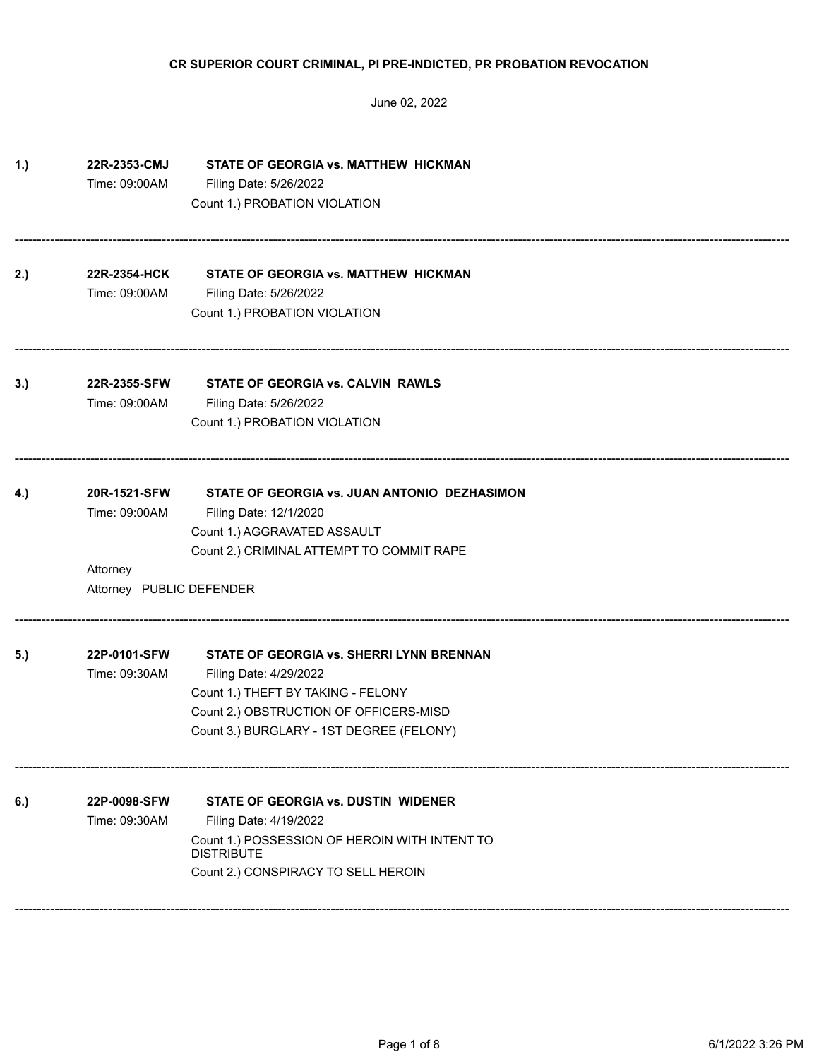**CR SUPERIOR COURT CRIMINAL, PI PRE-INDICTED, PR PROBATION REVOCATION**

June 02, 2022

**1.)** **22R-2353-CMJ** **STATE OF GEORGIA vs. MATTHEW HICKMAN**

Time: 09:00AM Filing Date: 5/26/2022

Count 1.) PROBATION VIOLATION

---

**2.)** **22R-2354-HCK** **STATE OF GEORGIA vs. MATTHEW HICKMAN**

Time: 09:00AM Filing Date: 5/26/2022

Count 1.) PROBATION VIOLATION

---

**3.)** **22R-2355-SFW** **STATE OF GEORGIA vs. CALVIN RAWLS**

Time: 09:00AM Filing Date: 5/26/2022

Count 1.) PROBATION VIOLATION

---

**4.)** **20R-1521-SFW** **STATE OF GEORGIA vs. JUAN ANTONIO DEZHASIMON**

Time: 09:00AM Filing Date: 12/1/2020

Count 1.) AGGRAVATED ASSAULT

Count 2.) CRIMINAL ATTEMPT TO COMMIT RAPE

Attorney

Attorney PUBLIC DEFENDER

---

**5.)** **22P-0101-SFW** **STATE OF GEORGIA vs. SHERRI LYNN BRENNAN**

Time: 09:30AM Filing Date: 4/29/2022

Count 1.) THEFT BY TAKING - FELONY

Count 2.) OBSTRUCTION OF OFFICERS-MISD

Count 3.) BURGLARY - 1ST DEGREE (FELONY)

---

**6.)** **22P-0098-SFW** **STATE OF GEORGIA vs. DUSTIN WIDENER**

Time: 09:30AM Filing Date: 4/19/2022

Count 1.) POSSESSION OF HEROIN WITH INTENT TO DISTRIBUTE

Count 2.) CONSPIRACY TO SELL HEROIN

---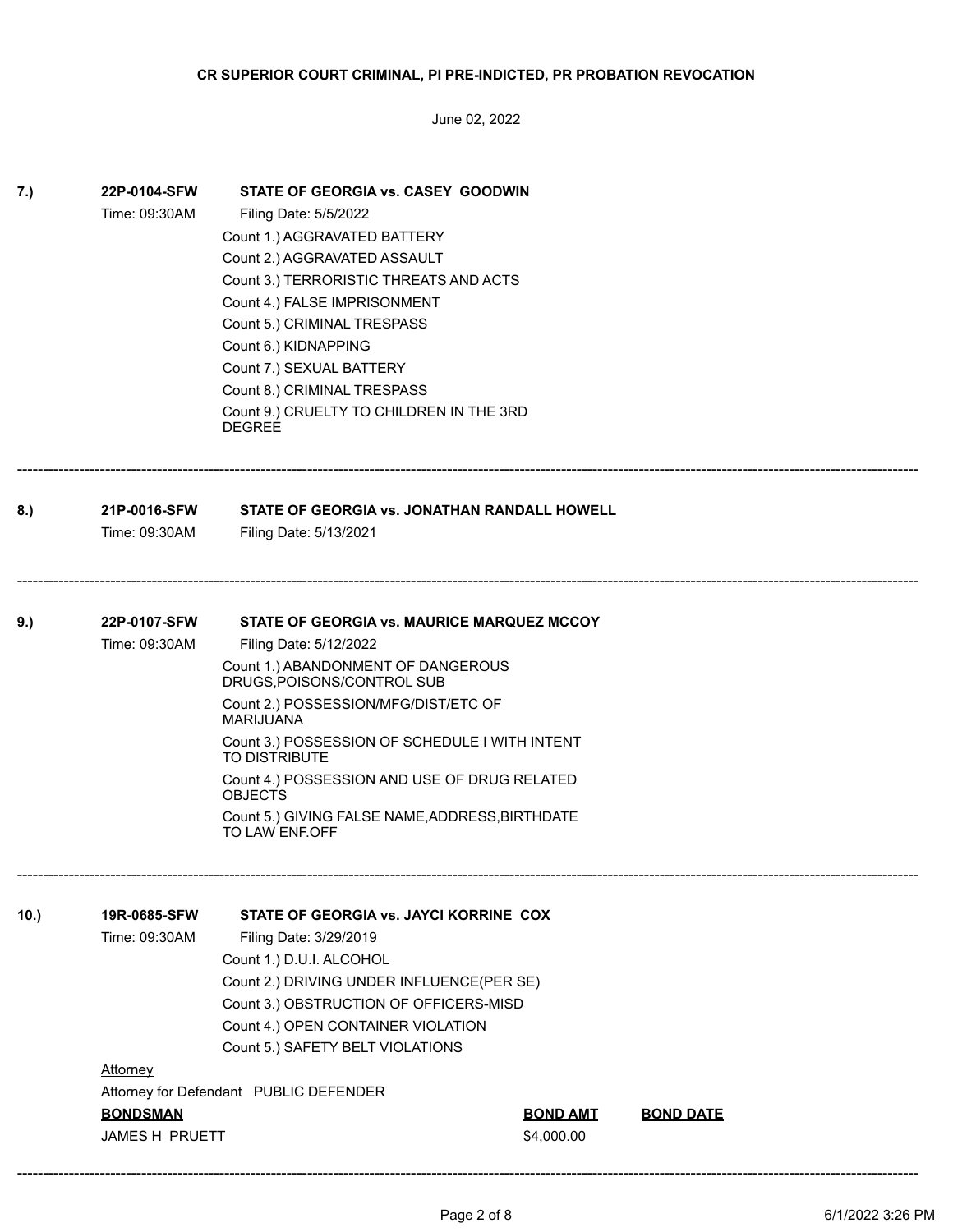**CR SUPERIOR COURT CRIMINAL, PI PRE-INDICTED, PR PROBATION REVOCATION**

June 02, 2022

**7.)** **22P-0104-SFW** **STATE OF GEORGIA vs. CASEY GOODWIN**

Time: 09:30AM Filing Date: 5/5/2022

Count 1.) AGGRAVATED BATTERY
Count 2.) AGGRAVATED ASSAULT
Count 3.) TERRORISTIC THREATS AND ACTS
Count 4.) FALSE IMPRISONMENT
Count 5.) CRIMINAL TRESPASS
Count 6.) KIDNAPPING
Count 7.) SEXUAL BATTERY
Count 8.) CRIMINAL TRESPASS
Count 9.) CRUELTY TO CHILDREN IN THE 3RD DEGREE

---

**8.)** **21P-0016-SFW** **STATE OF GEORGIA vs. JONATHAN RANDALL HOWELL**

Time: 09:30AM Filing Date: 5/13/2021

---

**9.)** **22P-0107-SFW** **STATE OF GEORGIA vs. MAURICE MARQUEZ MCCOY**

Time: 09:30AM Filing Date: 5/12/2022

Count 1.) ABANDONMENT OF DANGEROUS DRUGS,POISONS/CONTROL SUB
Count 2.) POSSESSION/MFG/DIST/ETC OF MARIJUANA
Count 3.) POSSESSION OF SCHEDULE I WITH INTENT TO DISTRIBUTE
Count 4.) POSSESSION AND USE OF DRUG RELATED OBJECTS
Count 5.) GIVING FALSE NAME,ADDRESS,BIRTHDATE TO LAW ENF.OFF

---

**10.)** **19R-0685-SFW** **STATE OF GEORGIA vs. JAYCI KORRINE COX**

Time: 09:30AM Filing Date: 3/29/2019

Count 1.) D.U.I. ALCOHOL
Count 2.) DRIVING UNDER INFLUENCE(PER SE)
Count 3.) OBSTRUCTION OF OFFICERS-MISD
Count 4.) OPEN CONTAINER VIOLATION
Count 5.) SAFETY BELT VIOLATIONS

Attorney

Attorney for Defendant PUBLIC DEFENDER

| BONDSMAN | BOND AMT | BOND DATE |
|---|---|---|
| JAMES H PRUETT | $4,000.00 | |

---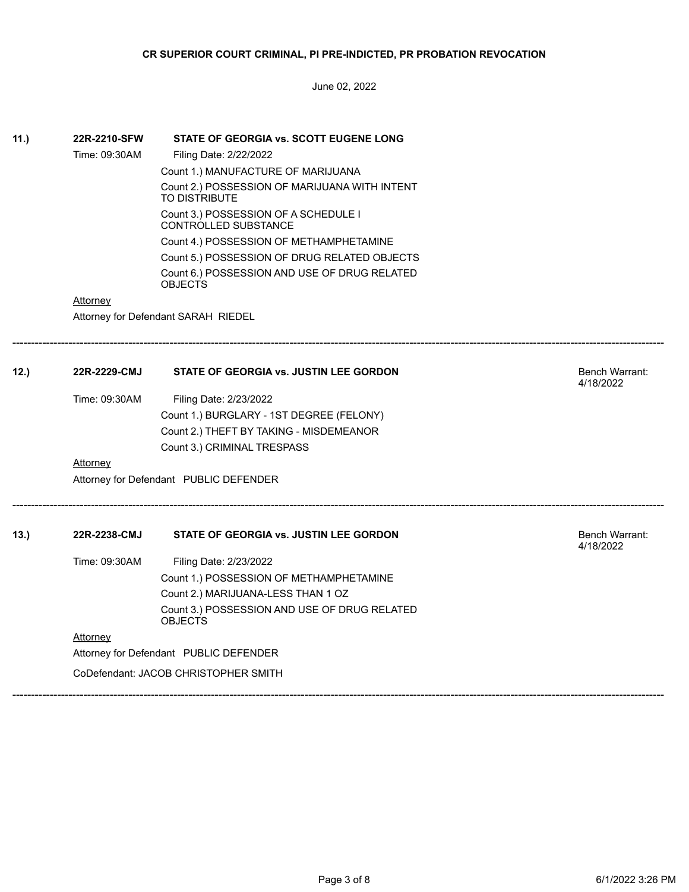**CR SUPERIOR COURT CRIMINAL, PI PRE-INDICTED, PR PROBATION REVOCATION**

June 02, 2022

**11.)** **22R-2210-SFW** **STATE OF GEORGIA vs. SCOTT EUGENE LONG**

Time: 09:30AM    Filing Date: 2/22/2022

Count 1.) MANUFACTURE OF MARIJUANA
Count 2.) POSSESSION OF MARIJUANA WITH INTENT TO DISTRIBUTE
Count 3.) POSSESSION OF A SCHEDULE I CONTROLLED SUBSTANCE
Count 4.) POSSESSION OF METHAMPHETAMINE
Count 5.) POSSESSION OF DRUG RELATED OBJECTS
Count 6.) POSSESSION AND USE OF DRUG RELATED OBJECTS

Attorney

Attorney for Defendant SARAH RIEDEL

---

**12.)** **22R-2229-CMJ** **STATE OF GEORGIA vs. JUSTIN LEE GORDON**    Bench Warrant: 4/18/2022

Time: 09:30AM    Filing Date: 2/23/2022

Count 1.) BURGLARY - 1ST DEGREE (FELONY)
Count 2.) THEFT BY TAKING - MISDEMEANOR
Count 3.) CRIMINAL TRESPASS

Attorney

Attorney for Defendant PUBLIC DEFENDER

---

**13.)** **22R-2238-CMJ** **STATE OF GEORGIA vs. JUSTIN LEE GORDON**    Bench Warrant: 4/18/2022

Time: 09:30AM    Filing Date: 2/23/2022

Count 1.) POSSESSION OF METHAMPHETAMINE
Count 2.) MARIJUANA-LESS THAN 1 OZ
Count 3.) POSSESSION AND USE OF DRUG RELATED OBJECTS

Attorney

Attorney for Defendant PUBLIC DEFENDER

CoDefendant: JACOB CHRISTOPHER SMITH

---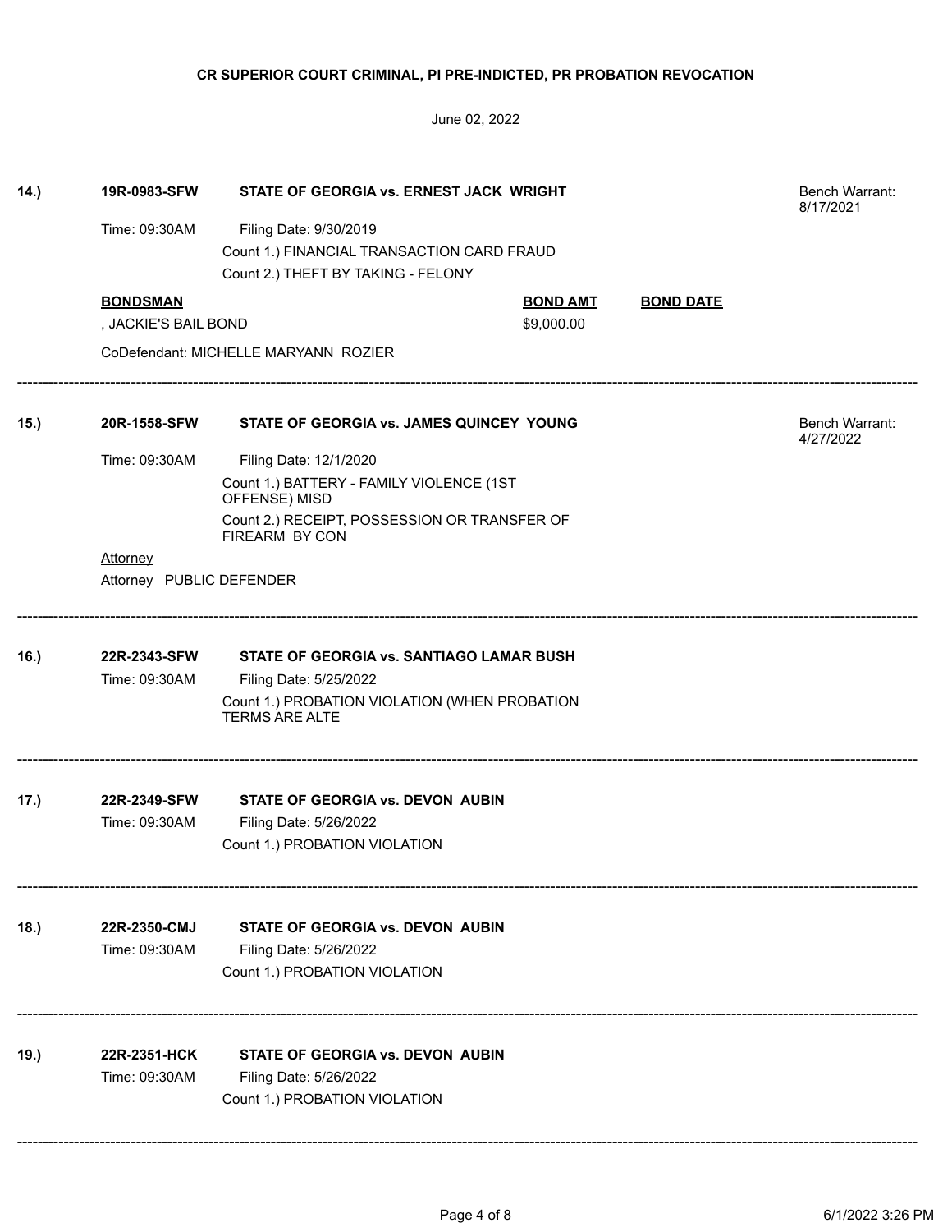**CR SUPERIOR COURT CRIMINAL, PI PRE-INDICTED, PR PROBATION REVOCATION**

June 02, 2022

---

**14.)** **19R-0983-SFW** **STATE OF GEORGIA vs. ERNEST JACK WRIGHT** — Bench Warrant: 8/17/2021

Time: 09:30AM — Filing Date: 9/30/2019

Count 1.) FINANCIAL TRANSACTION CARD FRAUD

Count 2.) THEFT BY TAKING - FELONY

| BONDSMAN | BOND AMT | BOND DATE |
|---|---|---|
| , JACKIE'S BAIL BOND | $9,000.00 | |

CoDefendant: MICHELLE MARYANN ROZIER

---

**15.)** **20R-1558-SFW** **STATE OF GEORGIA vs. JAMES QUINCEY YOUNG** — Bench Warrant: 4/27/2022

Time: 09:30AM — Filing Date: 12/1/2020

Count 1.) BATTERY - FAMILY VIOLENCE (1ST OFFENSE) MISD

Count 2.) RECEIPT, POSSESSION OR TRANSFER OF FIREARM BY CON

Attorney

Attorney PUBLIC DEFENDER

---

**16.)** **22R-2343-SFW** **STATE OF GEORGIA vs. SANTIAGO LAMAR BUSH**

Time: 09:30AM — Filing Date: 5/25/2022

Count 1.) PROBATION VIOLATION (WHEN PROBATION TERMS ARE ALTE

---

**17.)** **22R-2349-SFW** **STATE OF GEORGIA vs. DEVON AUBIN**

Time: 09:30AM — Filing Date: 5/26/2022

Count 1.) PROBATION VIOLATION

---

**18.)** **22R-2350-CMJ** **STATE OF GEORGIA vs. DEVON AUBIN**

Time: 09:30AM — Filing Date: 5/26/2022

Count 1.) PROBATION VIOLATION

---

**19.)** **22R-2351-HCK** **STATE OF GEORGIA vs. DEVON AUBIN**

Time: 09:30AM — Filing Date: 5/26/2022

Count 1.) PROBATION VIOLATION

---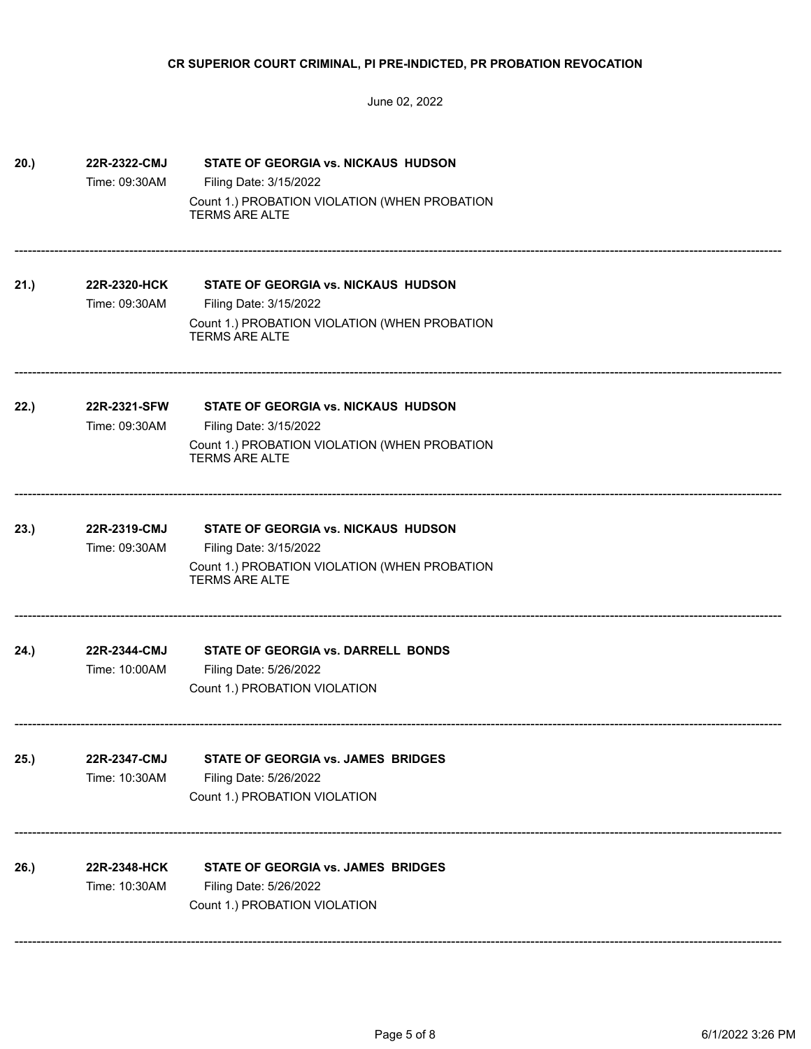**CR SUPERIOR COURT CRIMINAL, PI PRE-INDICTED, PR PROBATION REVOCATION**

June 02, 2022

**20.)** **22R-2322-CMJ** **STATE OF GEORGIA vs. NICKAUS HUDSON**
Time: 09:30AM
Filing Date: 3/15/2022
Count 1.) PROBATION VIOLATION (WHEN PROBATION TERMS ARE ALTE

---

**21.)** **22R-2320-HCK** **STATE OF GEORGIA vs. NICKAUS HUDSON**
Time: 09:30AM
Filing Date: 3/15/2022
Count 1.) PROBATION VIOLATION (WHEN PROBATION TERMS ARE ALTE

---

**22.)** **22R-2321-SFW** **STATE OF GEORGIA vs. NICKAUS HUDSON**
Time: 09:30AM
Filing Date: 3/15/2022
Count 1.) PROBATION VIOLATION (WHEN PROBATION TERMS ARE ALTE

---

**23.)** **22R-2319-CMJ** **STATE OF GEORGIA vs. NICKAUS HUDSON**
Time: 09:30AM
Filing Date: 3/15/2022
Count 1.) PROBATION VIOLATION (WHEN PROBATION TERMS ARE ALTE

---

**24.)** **22R-2344-CMJ** **STATE OF GEORGIA vs. DARRELL BONDS**
Time: 10:00AM
Filing Date: 5/26/2022
Count 1.) PROBATION VIOLATION

---

**25.)** **22R-2347-CMJ** **STATE OF GEORGIA vs. JAMES BRIDGES**
Time: 10:30AM
Filing Date: 5/26/2022
Count 1.) PROBATION VIOLATION

---

**26.)** **22R-2348-HCK** **STATE OF GEORGIA vs. JAMES BRIDGES**
Time: 10:30AM
Filing Date: 5/26/2022
Count 1.) PROBATION VIOLATION

---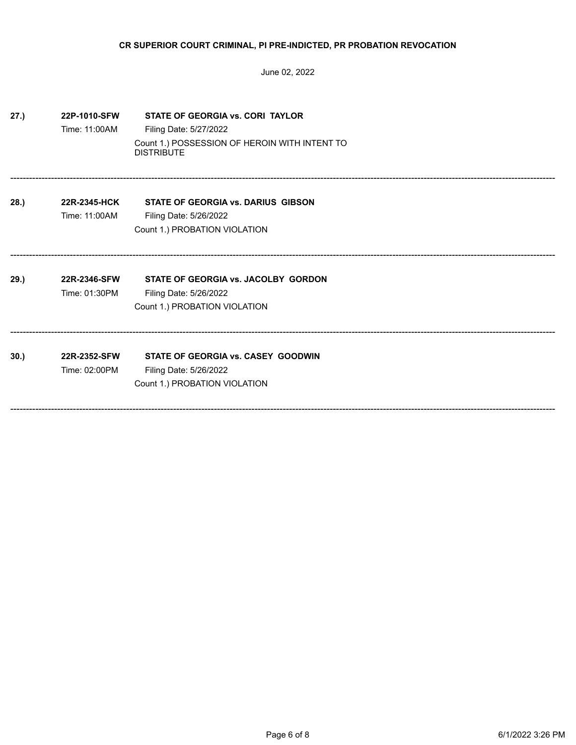**CR SUPERIOR COURT CRIMINAL, PI PRE-INDICTED, PR PROBATION REVOCATION**

June 02, 2022

**27.)** **22P-1010-SFW** **STATE OF GEORGIA vs. CORI TAYLOR**
Time: 11:00AM
Filing Date: 5/27/2022
Count 1.) POSSESSION OF HEROIN WITH INTENT TO DISTRIBUTE

---

**28.)** **22R-2345-HCK** **STATE OF GEORGIA vs. DARIUS GIBSON**
Time: 11:00AM
Filing Date: 5/26/2022
Count 1.) PROBATION VIOLATION

---

**29.)** **22R-2346-SFW** **STATE OF GEORGIA vs. JACOLBY GORDON**
Time: 01:30PM
Filing Date: 5/26/2022
Count 1.) PROBATION VIOLATION

---

**30.)** **22R-2352-SFW** **STATE OF GEORGIA vs. CASEY GOODWIN**
Time: 02:00PM
Filing Date: 5/26/2022
Count 1.) PROBATION VIOLATION

---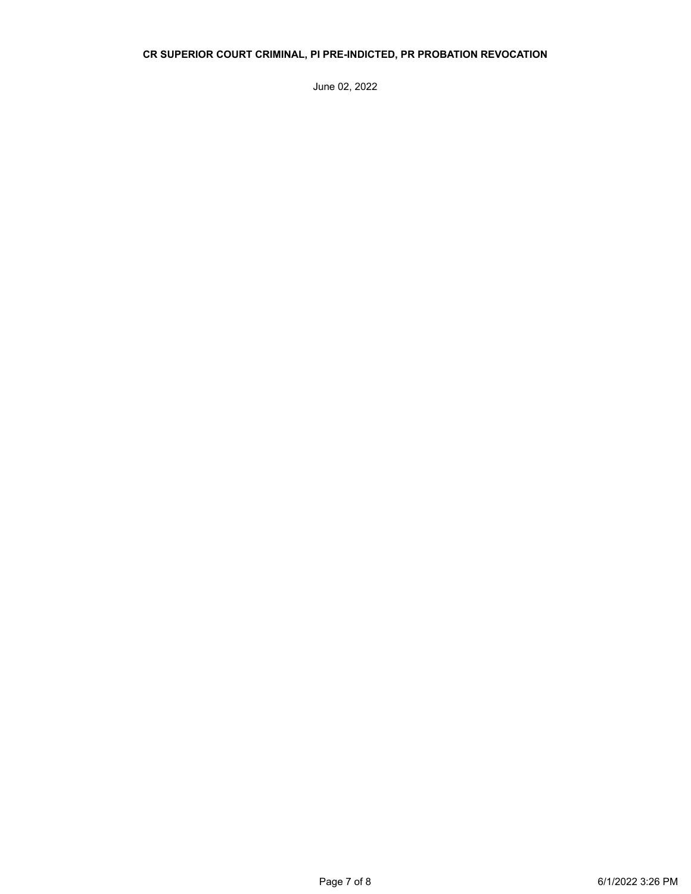**CR SUPERIOR COURT CRIMINAL, PI PRE-INDICTED, PR PROBATION REVOCATION**

June 02, 2022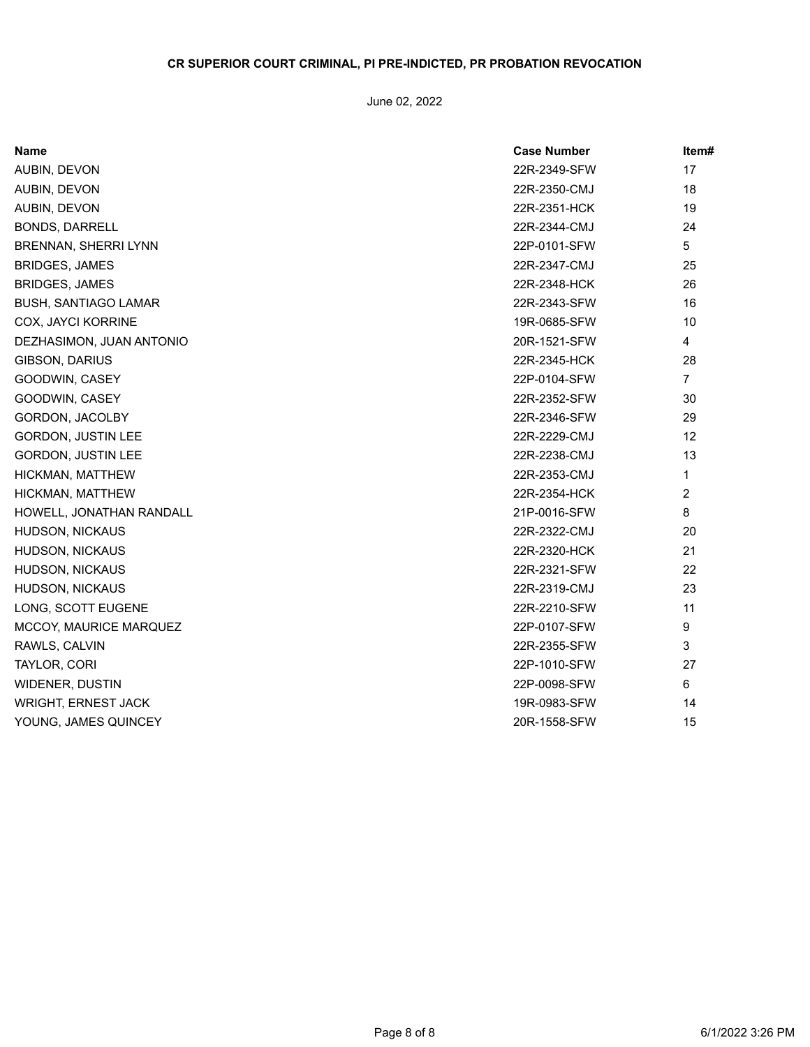**CR SUPERIOR COURT CRIMINAL, PI PRE-INDICTED, PR PROBATION REVOCATION**

June 02, 2022

| Name | Case Number | Item# |
|---|---|---|
| AUBIN, DEVON | 22R-2349-SFW | 17 |
| AUBIN, DEVON | 22R-2350-CMJ | 18 |
| AUBIN, DEVON | 22R-2351-HCK | 19 |
| BONDS, DARRELL | 22R-2344-CMJ | 24 |
| BRENNAN, SHERRI LYNN | 22P-0101-SFW | 5 |
| BRIDGES, JAMES | 22R-2347-CMJ | 25 |
| BRIDGES, JAMES | 22R-2348-HCK | 26 |
| BUSH, SANTIAGO LAMAR | 22R-2343-SFW | 16 |
| COX, JAYCI KORRINE | 19R-0685-SFW | 10 |
| DEZHASIMON, JUAN ANTONIO | 20R-1521-SFW | 4 |
| GIBSON, DARIUS | 22R-2345-HCK | 28 |
| GOODWIN, CASEY | 22P-0104-SFW | 7 |
| GOODWIN, CASEY | 22R-2352-SFW | 30 |
| GORDON, JACOLBY | 22R-2346-SFW | 29 |
| GORDON, JUSTIN LEE | 22R-2229-CMJ | 12 |
| GORDON, JUSTIN LEE | 22R-2238-CMJ | 13 |
| HICKMAN, MATTHEW | 22R-2353-CMJ | 1 |
| HICKMAN, MATTHEW | 22R-2354-HCK | 2 |
| HOWELL, JONATHAN RANDALL | 21P-0016-SFW | 8 |
| HUDSON, NICKAUS | 22R-2322-CMJ | 20 |
| HUDSON, NICKAUS | 22R-2320-HCK | 21 |
| HUDSON, NICKAUS | 22R-2321-SFW | 22 |
| HUDSON, NICKAUS | 22R-2319-CMJ | 23 |
| LONG, SCOTT EUGENE | 22R-2210-SFW | 11 |
| MCCOY, MAURICE MARQUEZ | 22P-0107-SFW | 9 |
| RAWLS, CALVIN | 22R-2355-SFW | 3 |
| TAYLOR, CORI | 22P-1010-SFW | 27 |
| WIDENER, DUSTIN | 22P-0098-SFW | 6 |
| WRIGHT, ERNEST JACK | 19R-0983-SFW | 14 |
| YOUNG, JAMES QUINCEY | 20R-1558-SFW | 15 |

6/1/2022 3:26 PM